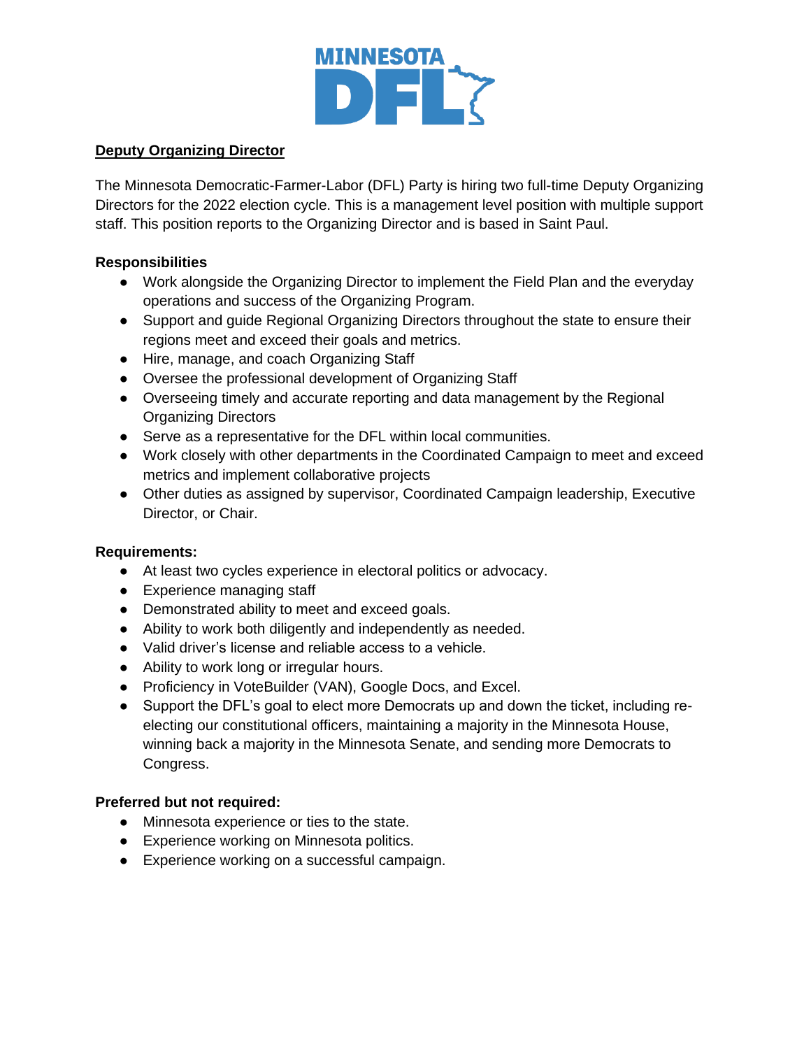MINNESOTA DFL

**Deputy Organizing Director**

The Minnesota Democratic-Farmer-Labor (DFL) Party is hiring two full-time Deputy Organizing Directors for the 2022 election cycle. This is a management level position with multiple support staff. This position reports to the Organizing Director and is based in Saint Paul.

**Responsibilities**

- Work alongside the Organizing Director to implement the Field Plan and the everyday operations and success of the Organizing Program.
- Support and guide Regional Organizing Directors throughout the state to ensure their regions meet and exceed their goals and metrics.
- Hire, manage, and coach Organizing Staff
- Oversee the professional development of Organizing Staff
- Overseeing timely and accurate reporting and data management by the Regional Organizing Directors
- Serve as a representative for the DFL within local communities.
- Work closely with other departments in the Coordinated Campaign to meet and exceed metrics and implement collaborative projects
- Other duties as assigned by supervisor, Coordinated Campaign leadership, Executive Director, or Chair.

**Requirements:**

- At least two cycles experience in electoral politics or advocacy.
- Experience managing staff
- Demonstrated ability to meet and exceed goals.
- Ability to work both diligently and independently as needed.
- Valid driver's license and reliable access to a vehicle.
- Ability to work long or irregular hours.
- Proficiency in VoteBuilder (VAN), Google Docs, and Excel.
- Support the DFL's goal to elect more Democrats up and down the ticket, including re-electing our constitutional officers, maintaining a majority in the Minnesota House, winning back a majority in the Minnesota Senate, and sending more Democrats to Congress.

**Preferred but not required:**

- Minnesota experience or ties to the state.
- Experience working on Minnesota politics.
- Experience working on a successful campaign.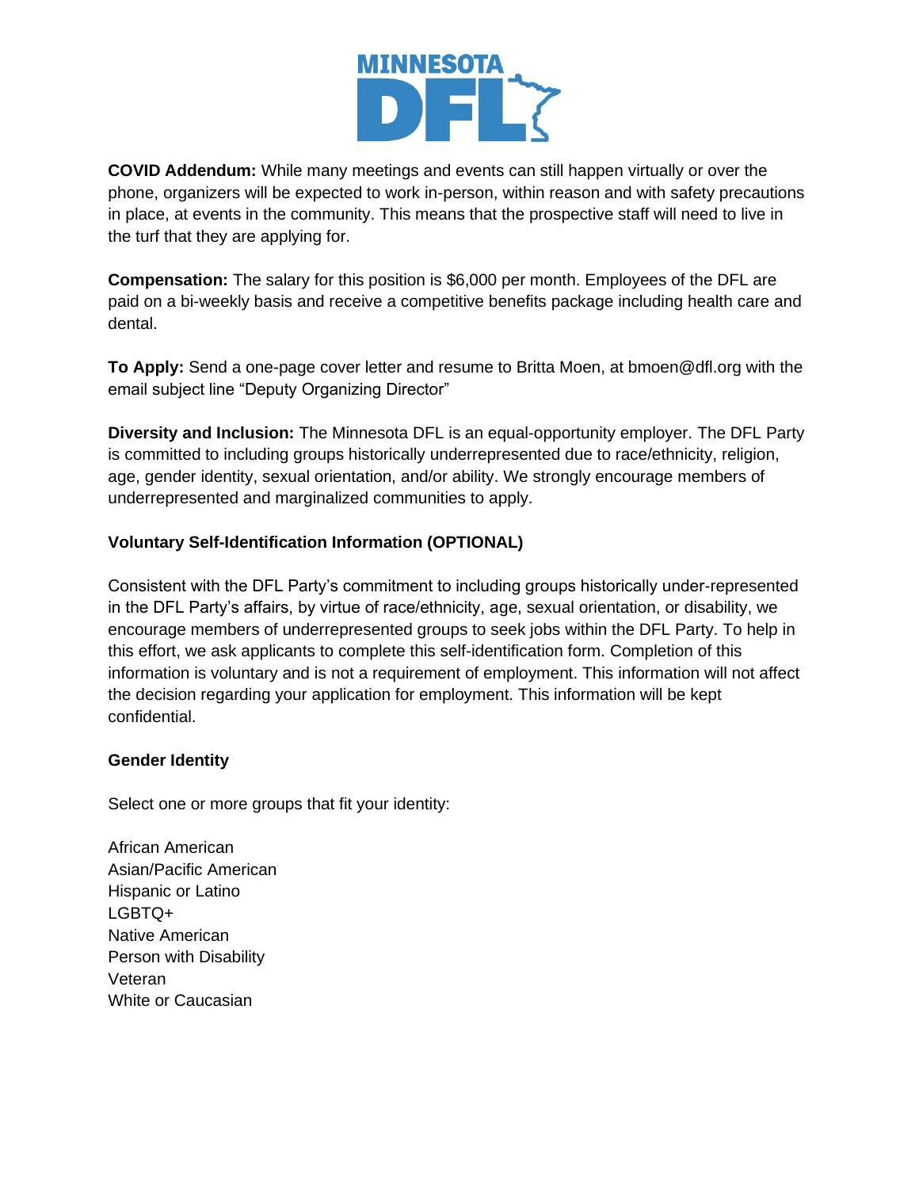**COVID Addendum:** While many meetings and events can still happen virtually or over the phone, organizers will be expected to work in-person, within reason and with safety precautions in place, at events in the community. This means that the prospective staff will need to live in the turf that they are applying for.

**Compensation:** The salary for this position is $6,000 per month. Employees of the DFL are paid on a bi-weekly basis and receive a competitive benefits package including health care and dental.

**To Apply:** Send a one-page cover letter and resume to Britta Moen, at bmoen@dfl.org with the email subject line "Deputy Organizing Director"

**Diversity and Inclusion:** The Minnesota DFL is an equal-opportunity employer. The DFL Party is committed to including groups historically underrepresented due to race/ethnicity, religion, age, gender identity, sexual orientation, and/or ability. We strongly encourage members of underrepresented and marginalized communities to apply.

**Voluntary Self-Identification Information (OPTIONAL)**

Consistent with the DFL Party's commitment to including groups historically under-represented in the DFL Party's affairs, by virtue of race/ethnicity, age, sexual orientation, or disability, we encourage members of underrepresented groups to seek jobs within the DFL Party. To help in this effort, we ask applicants to complete this self-identification form. Completion of this information is voluntary and is not a requirement of employment. This information will not affect the decision regarding your application for employment. This information will be kept confidential.

**Gender Identity**

Select one or more groups that fit your identity:

African American
Asian/Pacific American
Hispanic or Latino
LGBTQ+
Native American
Person with Disability
Veteran
White or Caucasian